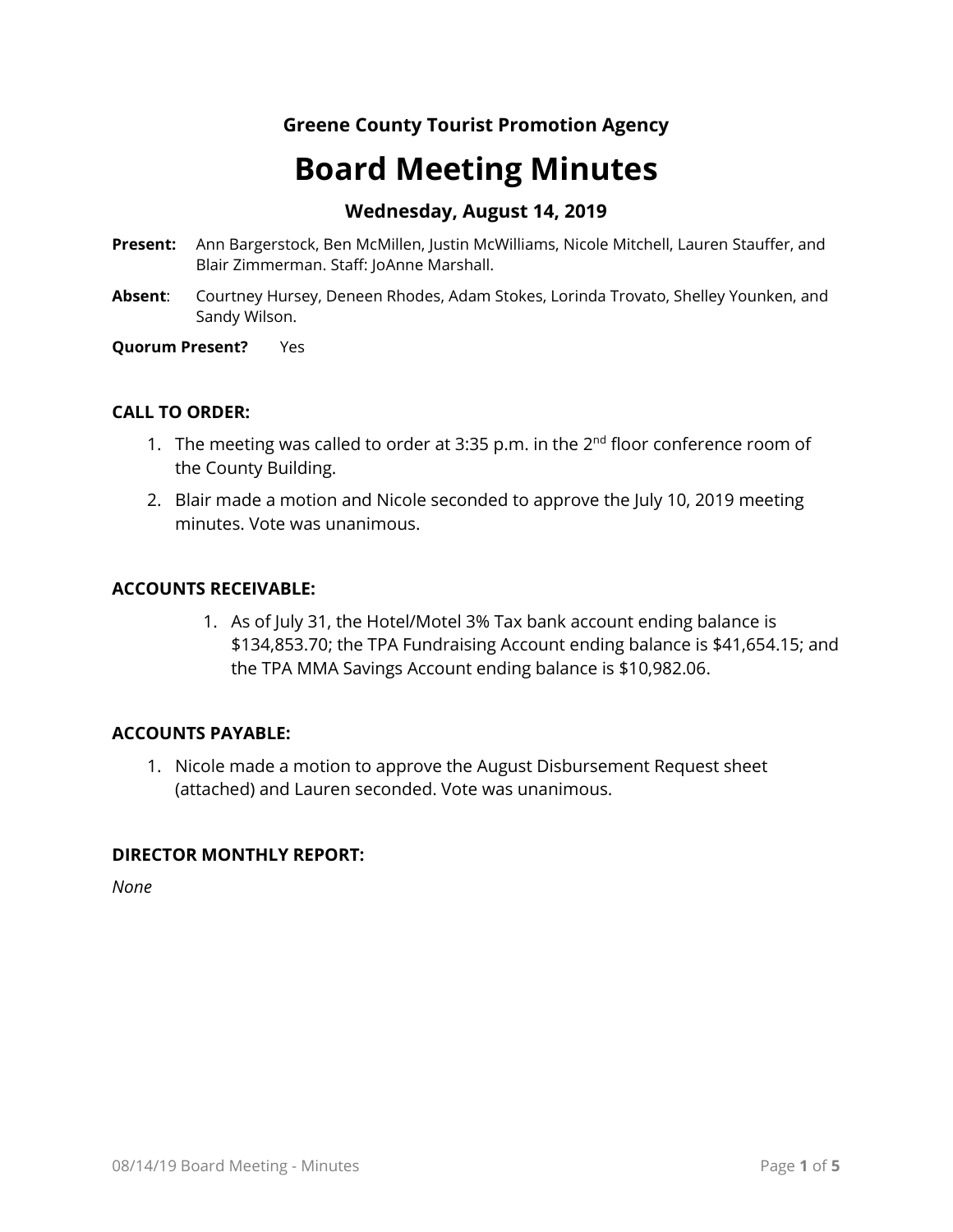**Greene County Tourist Promotion Agency**

# Board Meeting Minutes

### Wednesday, August 14, 2019

**Present:** Ann Bargerstock, Ben McMillen, Justin McWilliams, Nicole Mitchell, Lauren Stauffer, and Blair Zimmerman. Staff: JoAnne Marshall.

**Absent**: Courtney Hursey, Deneen Rhodes, Adam Stokes, Lorinda Trovato, Shelley Younken, and Sandy Wilson.

**Quorum Present?** Yes

**CALL TO ORDER:**

1. The meeting was called to order at 3:35 p.m. in the 2nd floor conference room of the County Building.
2. Blair made a motion and Nicole seconded to approve the July 10, 2019 meeting minutes. Vote was unanimous.

**ACCOUNTS RECEIVABLE:**

1. As of July 31, the Hotel/Motel 3% Tax bank account ending balance is $134,853.70; the TPA Fundraising Account ending balance is $41,654.15; and the TPA MMA Savings Account ending balance is $10,982.06.

**ACCOUNTS PAYABLE:**

1. Nicole made a motion to approve the August Disbursement Request sheet (attached) and Lauren seconded. Vote was unanimous.

**DIRECTOR MONTHLY REPORT:**

*None*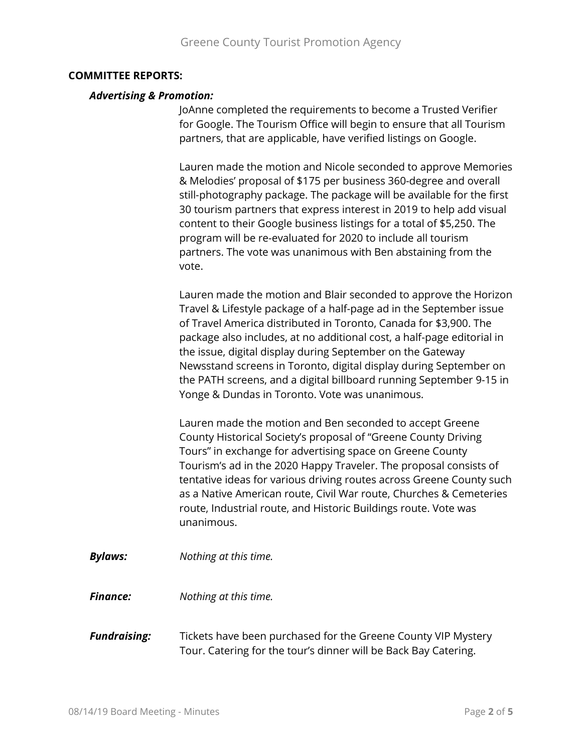**COMMITTEE REPORTS:**

***Advertising & Promotion:***

JoAnne completed the requirements to become a Trusted Verifier for Google. The Tourism Office will begin to ensure that all Tourism partners, that are applicable, have verified listings on Google.

Lauren made the motion and Nicole seconded to approve Memories & Melodies' proposal of $175 per business 360-degree and overall still-photography package. The package will be available for the first 30 tourism partners that express interest in 2019 to help add visual content to their Google business listings for a total of $5,250. The program will be re-evaluated for 2020 to include all tourism partners. The vote was unanimous with Ben abstaining from the vote.

Lauren made the motion and Blair seconded to approve the Horizon Travel & Lifestyle package of a half-page ad in the September issue of Travel America distributed in Toronto, Canada for $3,900. The package also includes, at no additional cost, a half-page editorial in the issue, digital display during September on the Gateway Newsstand screens in Toronto, digital display during September on the PATH screens, and a digital billboard running September 9-15 in Yonge & Dundas in Toronto. Vote was unanimous.

Lauren made the motion and Ben seconded to accept Greene County Historical Society's proposal of "Greene County Driving Tours" in exchange for advertising space on Greene County Tourism's ad in the 2020 Happy Traveler. The proposal consists of tentative ideas for various driving routes across Greene County such as a Native American route, Civil War route, Churches & Cemeteries route, Industrial route, and Historic Buildings route. Vote was unanimous.

***Bylaws:*** *Nothing at this time.*

***Finance:*** *Nothing at this time.*

***Fundraising:*** Tickets have been purchased for the Greene County VIP Mystery Tour. Catering for the tour's dinner will be Back Bay Catering.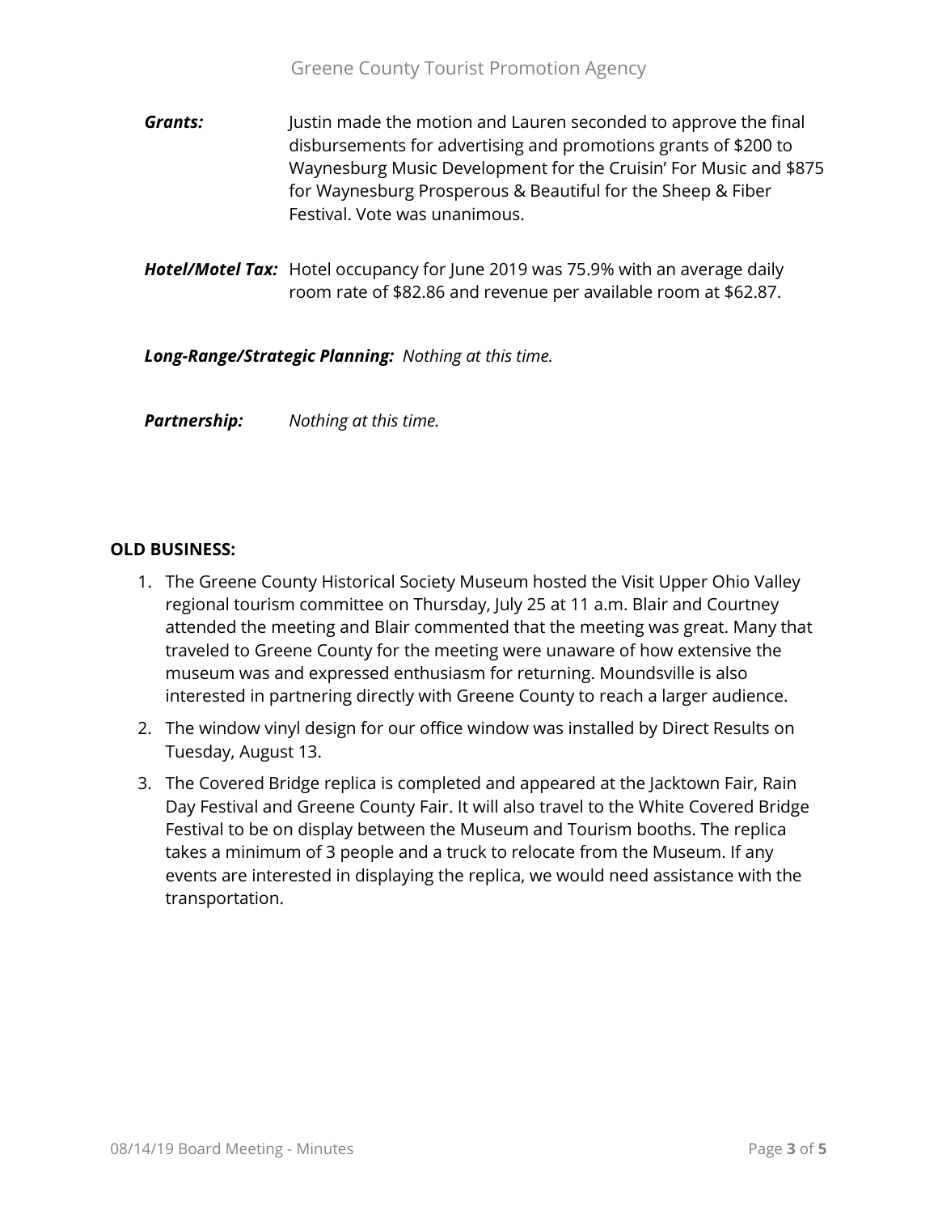***Grants:*** Justin made the motion and Lauren seconded to approve the final disbursements for advertising and promotions grants of $200 to Waynesburg Music Development for the Cruisin' For Music and $875 for Waynesburg Prosperous & Beautiful for the Sheep & Fiber Festival. Vote was unanimous.

***Hotel/Motel Tax:*** Hotel occupancy for June 2019 was 75.9% with an average daily room rate of $82.86 and revenue per available room at $62.87.

***Long-Range/Strategic Planning:*** *Nothing at this time.*

***Partnership:*** *Nothing at this time.*

**OLD BUSINESS:**

1. The Greene County Historical Society Museum hosted the Visit Upper Ohio Valley regional tourism committee on Thursday, July 25 at 11 a.m. Blair and Courtney attended the meeting and Blair commented that the meeting was great. Many that traveled to Greene County for the meeting were unaware of how extensive the museum was and expressed enthusiasm for returning. Moundsville is also interested in partnering directly with Greene County to reach a larger audience.
2. The window vinyl design for our office window was installed by Direct Results on Tuesday, August 13.
3. The Covered Bridge replica is completed and appeared at the Jacktown Fair, Rain Day Festival and Greene County Fair. It will also travel to the White Covered Bridge Festival to be on display between the Museum and Tourism booths. The replica takes a minimum of 3 people and a truck to relocate from the Museum. If any events are interested in displaying the replica, we would need assistance with the transportation.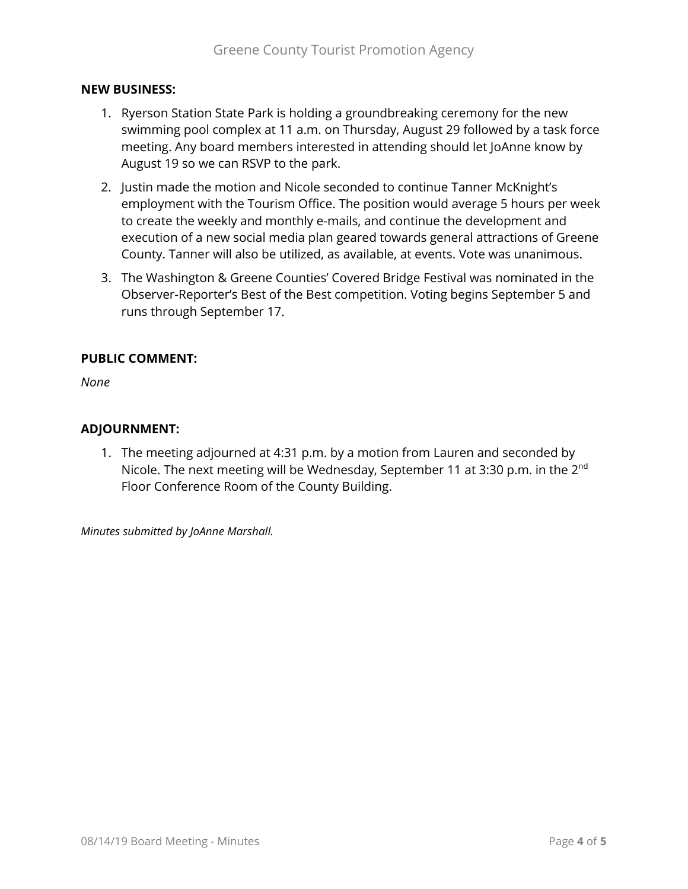**NEW BUSINESS:**

1. Ryerson Station State Park is holding a groundbreaking ceremony for the new swimming pool complex at 11 a.m. on Thursday, August 29 followed by a task force meeting. Any board members interested in attending should let JoAnne know by August 19 so we can RSVP to the park.
2. Justin made the motion and Nicole seconded to continue Tanner McKnight's employment with the Tourism Office. The position would average 5 hours per week to create the weekly and monthly e-mails, and continue the development and execution of a new social media plan geared towards general attractions of Greene County. Tanner will also be utilized, as available, at events. Vote was unanimous.
3. The Washington & Greene Counties' Covered Bridge Festival was nominated in the Observer-Reporter's Best of the Best competition. Voting begins September 5 and runs through September 17.

**PUBLIC COMMENT:**

*None*

**ADJOURNMENT:**

1. The meeting adjourned at 4:31 p.m. by a motion from Lauren and seconded by Nicole. The next meeting will be Wednesday, September 11 at 3:30 p.m. in the 2nd Floor Conference Room of the County Building.

*Minutes submitted by JoAnne Marshall.*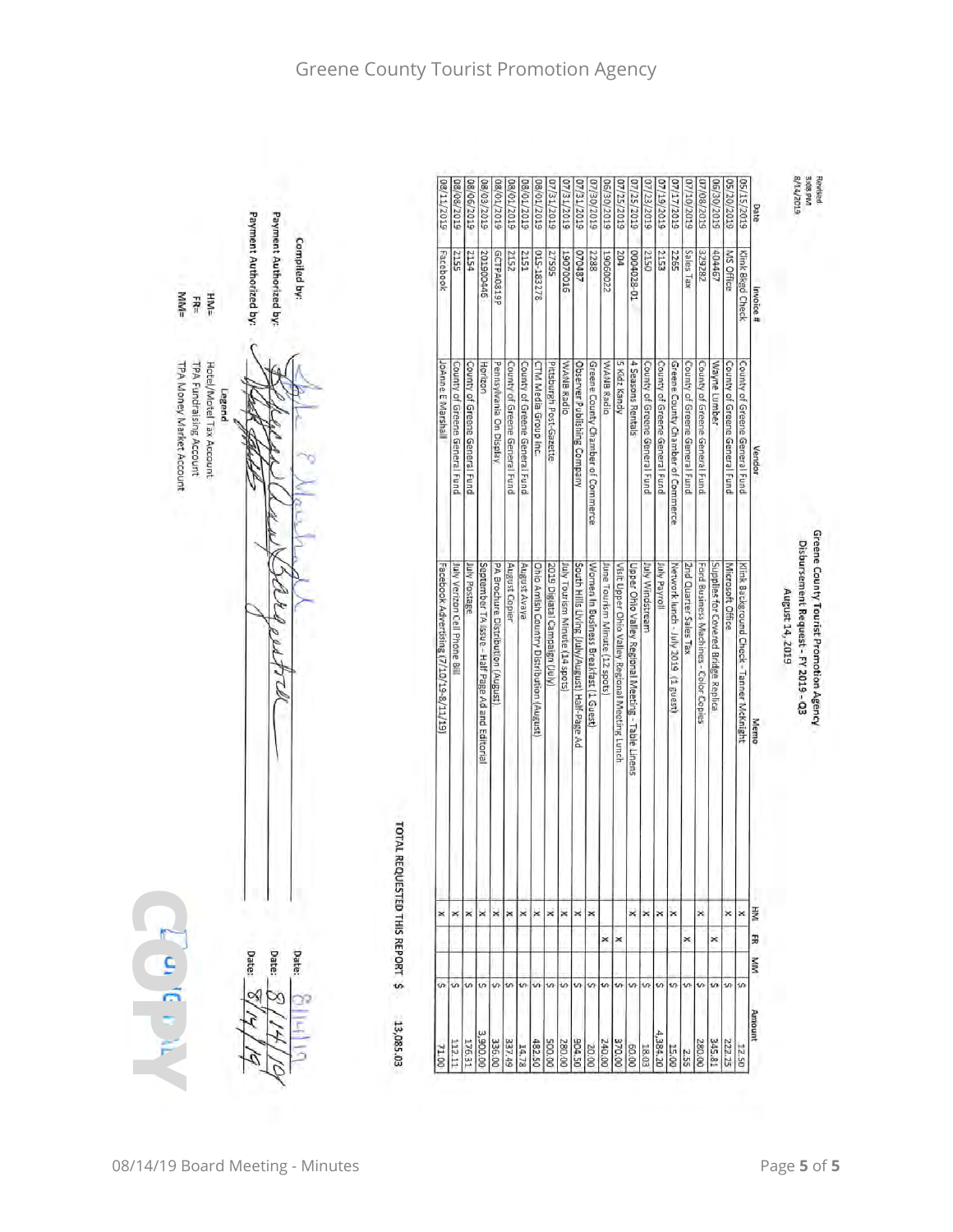Greene County Tourist Promotion Agency

Revised 3:08 PM 8/14/2019

## Greene County Tourist Promotion Agency
## Disbursement Request - FY 2019 - Q3
## August 14, 2019

| Date | Invoice # | Vendor | Memo | HM | FR | MM | Amount |
|---|---|---|---|---|---|---|---|
| 05/15/2019 | Klink Bkgd Check | County of Greene General Fund | Klink Background Check - Tanner McKnight | x | | | $ 12.50 |
| 05/20/2019 | MS Office | County of Greene General Fund | Microsoft Office | x | | | $ 222.25 |
| 06/30/2019 | 404467 | Wayne Lumber | Supplies for Covered Bridge Replica | | x | | $ 345.81 |
| 07/08/2019 | 329282 | County of Greene General Fund | Ford Business Machines - Color Copies | x | | | $ 280.00 |
| 07/10/2019 | Sales Tax | County of Greene General Fund | 2nd Quarter Sales Tax | | x | | $ 2.55 |
| 07/17/2019 | 2265 | Greene County Chamber of Commerce | Network lunch - July 2019 (1 guest) | x | | | $ 15.00 |
| 07/19/2019 | 2153 | County of Greene General Fund | July Payroll | x | | | $ 4,384.20 |
| 07/23/2019 | 2150 | County of Greene General Fund | July Windstream | x | | | $ 18.03 |
| 07/25/2019 | 0004028-01 | 4 Seasons Rentals | Upper Ohio Valley Regional Meeting - Table Linens | x | | | $ 60.00 |
| 07/25/2019 | 204 | 5 Kidz Kandy | Visit Upper Ohio Valley Regional Meeting Lunch | | x | | $ 370.00 |
| 06/30/2019 | 19060022 | WANB Radio | June Tourism Minute (12 spots) | | x | | $ 240.00 |
| 07/30/2019 | 2288 | Greene County Chamber of Commerce | Women in Business Breakfast (1 Guest) | x | | | $ 20.00 |
| 07/31/2019 | 070487 | Observer Publishing Company | South Hills Living (July/August) Half-Page Ad | x | | | $ 904.50 |
| 07/31/2019 | 19070016 | WANB Radio | July Tourism Minute (14 spots) | x | | | $ 280.00 |
| 07/31/2019 | 27595 | Pittsburgh Post-Gazette | 2019 Digital Campaign (July) | x | | | $ 500.00 |
| 08/01/2019 | 015-183278 | CTM Media Group Inc. | Ohio Amish Country Distribution (August) | x | | | $ 482.50 |
| 08/01/2019 | 2151 | County of Greene General Fund | August Avaya | x | | | $ 14.78 |
| 08/01/2019 | 2152 | County of Greene General Fund | August Copier | x | | | $ 337.49 |
| 08/01/2019 | GCTPA0819P | Pennsylvania On Display | PA Brochure Distribution (August) | x | | | $ 336.00 |
| 08/03/2019 | 2019000446 | Horizon | September TA Issue - Half Page Ad and Editorial | x | | | $ 3,900.00 |
| 08/06/2019 | 2154 | County of Greene General Fund | July Postage | x | | | $ 176.31 |
| 08/08/2019 | 2155 | County of Greene General Fund | July Verizon Cell Phone Bill | x | | | $ 112.11 |
| 08/11/2019 | Facebook | JoAnne E Marshall | Facebook Advertising (7/10/19-8/11/19) | x | | | $ 71.00 |

TOTAL REQUESTED THIS REPORT $ 13,085.03

Compiled by: JoAnne E Marshall Date: 8/14/19

Payment Authorized by: [signature] Date: 8/14/19

Payment Authorized by: [signature] Date: 8/14/19

**Legend**

HM= Hotel/Motel Tax Account

FR= TPA Fundraising Account

MM= TPA Money Market Account

COPY